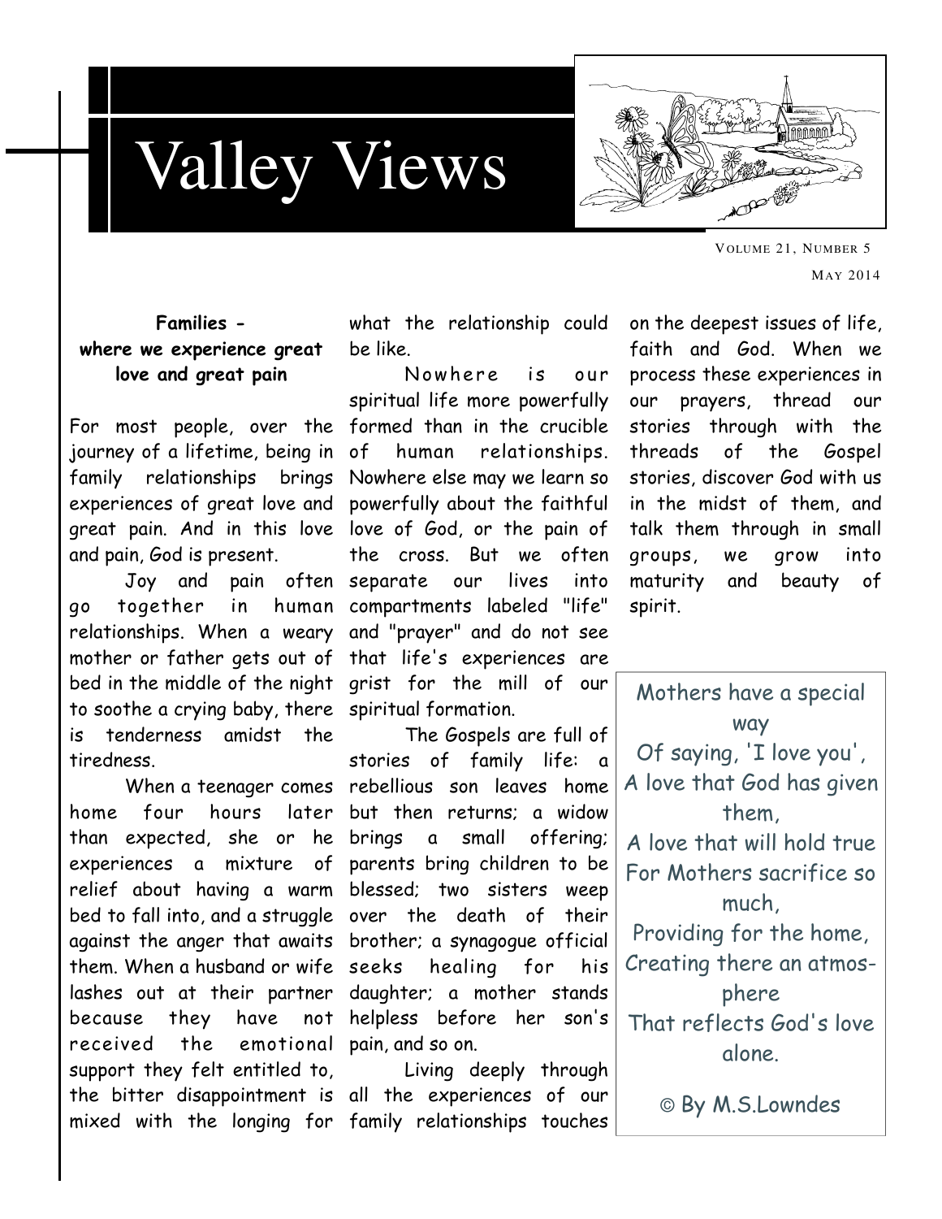# Valley Views

Volume 21, Number 5

May 2014

### Families - where we experience great love and great pain

For most people, over the journey of a lifetime, being in family relationships brings experiences of great love and great pain. And in this love and pain, God is present.

Joy and pain often go together in human relationships. When a weary mother or father gets out of bed in the middle of the night to soothe a crying baby, there is tenderness amidst the tiredness.

When a teenager comes home four hours later than expected, she or he experiences a mixture of relief about having a warm bed to fall into, and a struggle against the anger that awaits them. When a husband or wife lashes out at their partner because they have not received the emotional support they felt entitled to, the bitter disappointment is mixed with the longing for what the relationship could be like.

Nowhere is our spiritual life more powerfully formed than in the crucible of human relationships. Nowhere else may we learn so powerfully about the faithful love of God, or the pain of the cross. But we often separate our lives into compartments labeled "life" and "prayer" and do not see that life's experiences are grist for the mill of our spiritual formation.

The Gospels are full of stories of family life: a rebellious son leaves home but then returns; a widow brings a small offering; parents bring children to be blessed; two sisters weep over the death of their brother; a synagogue official seeks healing for his daughter; a mother stands helpless before her son's pain, and so on.

Living deeply through all the experiences of our family relationships touches on the deepest issues of life, faith and God. When we process these experiences in our prayers, thread our stories through with the threads of the Gospel stories, discover God with us in the midst of them, and talk them through in small groups, we grow into maturity and beauty of spirit.

Mothers have a special way
Of saying, 'I love you',
A love that God has given them,
A love that will hold true
For Mothers sacrifice so much,
Providing for the home,
Creating there an atmosphere
That reflects God's love alone.

© By M.S.Lowndes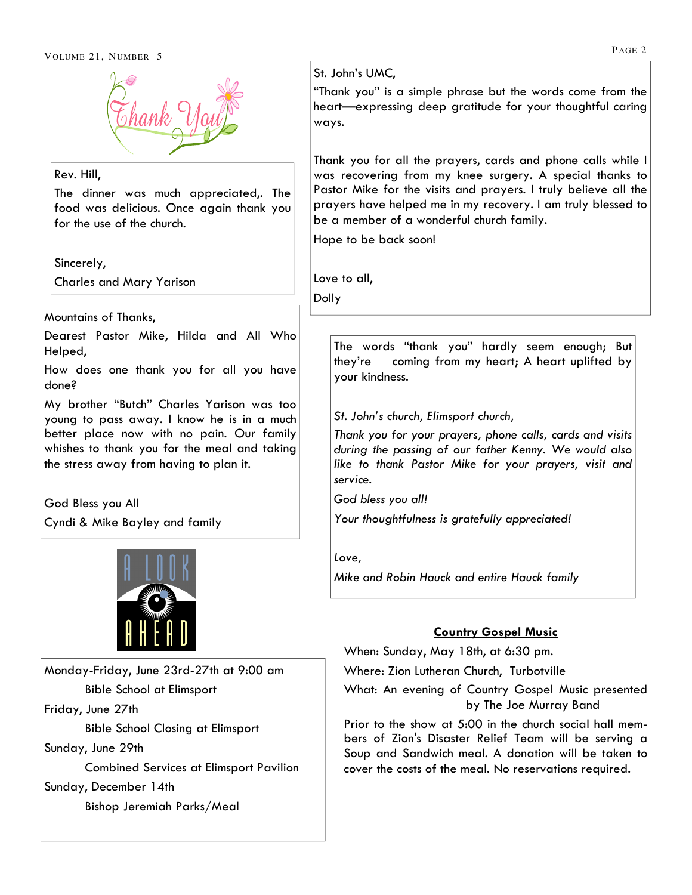Rev. Hill,

The dinner was much appreciated,. The food was delicious. Once again thank you for the use of the church.

Sincerely,

Charles and Mary Yarison

Mountains of Thanks,

Dearest Pastor Mike, Hilda and All Who Helped,

How does one thank you for all you have done?

My brother "Butch" Charles Yarison was too young to pass away. I know he is in a much better place now with no pain. Our family whishes to thank you for the meal and taking the stress away from having to plan it.

God Bless you All

Cyndi & Mike Bayley and family

Monday-Friday, June 23rd-27th at 9:00 am
Bible School at Elimsport

Friday, June 27th
Bible School Closing at Elimsport

Sunday, June 29th
Combined Services at Elimsport Pavilion

Sunday, December 14th
Bishop Jeremiah Parks/Meal

St. John's UMC,

"Thank you" is a simple phrase but the words come from the heart—expressing deep gratitude for your thoughtful caring ways.

Thank you for all the prayers, cards and phone calls while I was recovering from my knee surgery. A special thanks to Pastor Mike for the visits and prayers. I truly believe all the prayers have helped me in my recovery. I am truly blessed to be a member of a wonderful church family.

Hope to be back soon!

Love to all,

Dolly

The words "thank you" hardly seem enough; But they're coming from my heart; A heart uplifted by your kindness.

*St. John's church, Elimsport church,*

*Thank you for your prayers, phone calls, cards and visits during the passing of our father Kenny. We would also like to thank Pastor Mike for your prayers, visit and service.*

*God bless you all!*

*Your thoughtfulness is gratefully appreciated!*

*Love,*

*Mike and Robin Hauck and entire Hauck family*

**Country Gospel Music**

When: Sunday, May 18th, at 6:30 pm.

Where: Zion Lutheran Church, Turbotville

What: An evening of Country Gospel Music presented by The Joe Murray Band

Prior to the show at 5:00 in the church social hall members of Zion's Disaster Relief Team will be serving a Soup and Sandwich meal. A donation will be taken to cover the costs of the meal. No reservations required.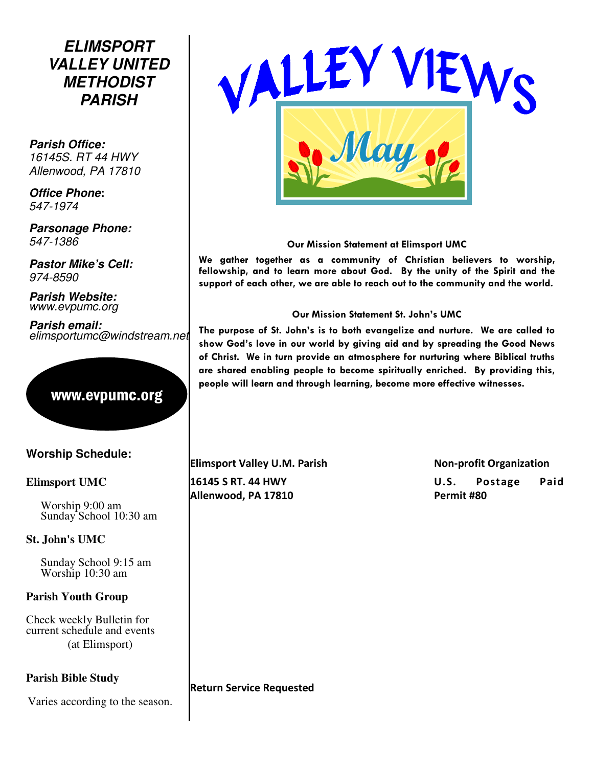## ELIMSPORT VALLEY UNITED METHODIST PARISH

***Parish Office:***
*16145S. RT 44 HWY*
*Allenwood, PA 17810*

***Office Phone*:**
*547-1974*

***Parsonage Phone:***
*547-1386*

***Pastor Mike's Cell:***
*974-8590*

***Parish Website:***
*www.evpumc.org*

***Parish email:***
*elimsportumc@windstream.net*

**www.evpumc.org**

### Worship Schedule:

**Elimsport UMC**

Worship 9:00 am
Sunday School 10:30 am

**St. John's UMC**

Sunday School 9:15 am
Worship 10:30 am

**Parish Youth Group**

Check weekly Bulletin for current schedule and events (at Elimsport)

**Parish Bible Study**

Varies according to the season.

# VALLEY VIEWS

## May

**Our Mission Statement at Elimsport UMC**

**We gather together as a community of Christian believers to worship, fellowship, and to learn more about God. By the unity of the Spirit and the support of each other, we are able to reach out to the community and the world.**

**Our Mission Statement St. John's UMC**

**The purpose of St. John's is to both evangelize and nurture. We are called to show God's love in our world by giving aid and by spreading the Good News of Christ. We in turn provide an atmosphere for nurturing where Biblical truths are shared enabling people to become spiritually enriched. By providing this, people will learn and through learning, become more effective witnesses.**

**Elimsport Valley U.M. Parish**
**16145 S RT. 44 HWY**
**Allenwood, PA 17810**

**Non-profit Organization**
**U.S. Postage Paid**
**Permit #80**

**Return Service Requested**